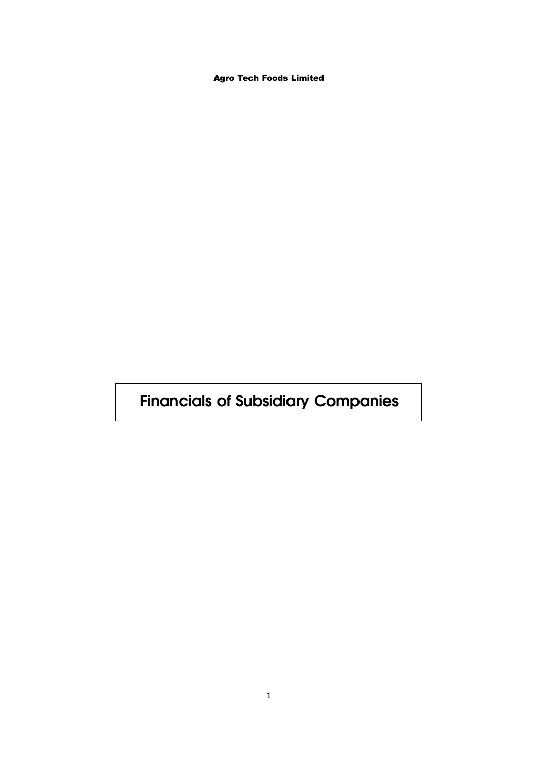**Agro Tech Foods Limited**

# Financials of Subsidiary Companies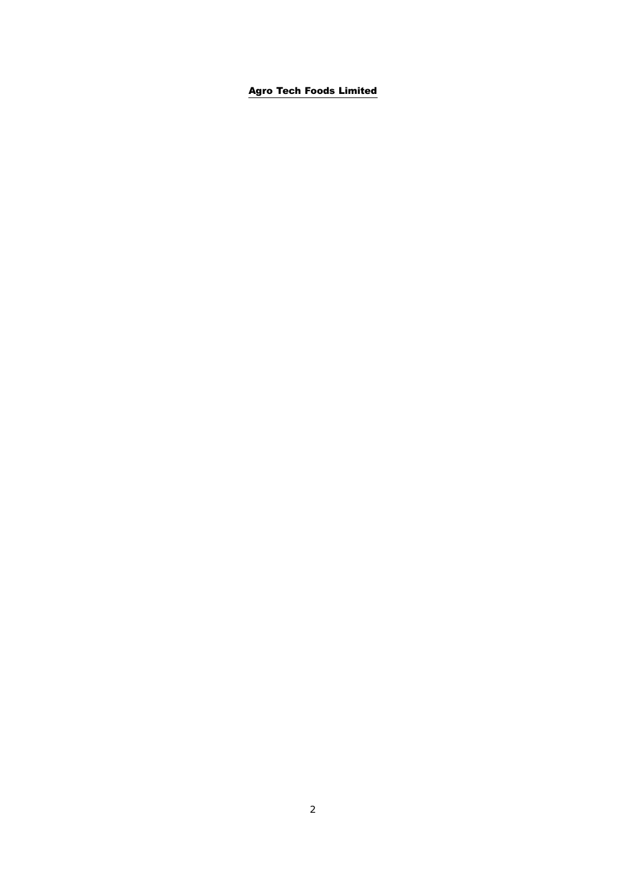**Agro Tech Foods Limited**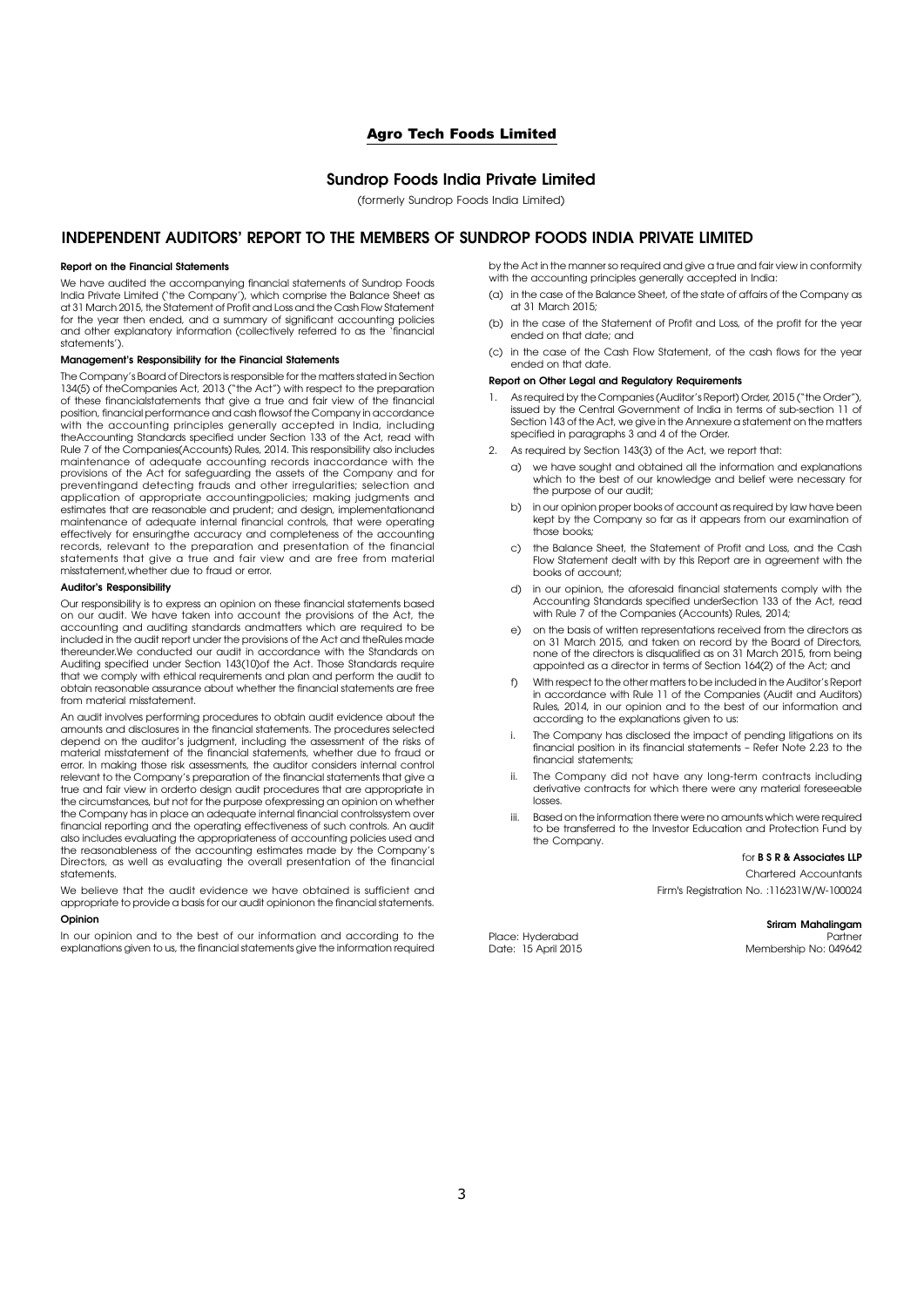## Sundrop Foods India Private Limited

(formerly Sundrop Foods India Limited)

# INDEPENDENT AUDITORS' REPORT TO THE MEMBERS OF SUNDROP FOODS INDIA PRIVATE LIMITED

### Report on the Financial Statements

We have audited the accompanying financial statements of Sundrop Foods India Private Limited ('the Company'), which comprise the Balance Sheet as at 31 March 2015, the Statement of Profit and Loss and the Cash Flow Statement for the year then ended, and a summary of significant accounting policies and other explanatory information (collectively referred to as the 'financial statements').

### Management's Responsibility for the Financial Statements

The Company's Board of Directors is responsible for the matters stated in Section 134(5) of theCompanies Act, 2013 ("the Act") with respect to the preparation of these financialstatements that give a true and fair view of the financial position, financial performance and cash flowsof the Company in accordance with the accounting principles generally accepted in India, including theAccounting Standards specified under Section 133 of the Act, read with Rule 7 of the Companies(Accounts) Rules, 2014. This responsibility also includes maintenance of adequate accounting records inaccordance with the provisions of the Act for safeguarding the assets of the Company and for preventingand detecting frauds and other irregularities; selection and application of appropriate accountingpolicies; making judgments and estimates that are reasonable and prudent; and design, implementationand maintenance of adequate internal financial controls, that were operating effectively for ensuringthe accuracy and completeness of the accounting records, relevant to the preparation and presentation of the financial statements that give a true and fair view and are free from material misstatement,whether due to fraud or error.

### Auditor's Responsibility

Our responsibility is to express an opinion on these financial statements based on our audit. We have taken into account the provisions of the Act, the accounting and auditing standards andmatters which are required to be included in the audit report under the provisions of the Act and theRules made thereunder.We conducted our audit in accordance with the Standards on Auditing specified under Section 143(10)of the Act. Those Standards require that we comply with ethical requirements and plan and perform the audit to obtain reasonable assurance about whether the financial statements are free from material misstatement.

An audit involves performing procedures to obtain audit evidence about the amounts and disclosures in the financial statements. The procedures selected depend on the auditor's judgment, including the assessment of the risks of material misstatement of the financial statements, whether due to fraud or error. In making those risk assessments, the auditor considers internal control relevant to the Company's preparation of the financial statements that give a true and fair view in orderto design audit procedures that are appropriate in the circumstances, but not for the purpose ofexpressing an opinion on whether the Company has in place an adequate internal financial controlssystem over financial reporting and the operating effectiveness of such controls. An audit also includes evaluating the appropriateness of accounting policies used and the reasonableness of the accounting estimates made by the Company's Directors, as well as evaluating the overall presentation of the financial statements.

We believe that the audit evidence we have obtained is sufficient and appropriate to provide a basis for our audit opinionon the financial statements.

### Opinion

In our opinion and to the best of our information and according to the explanations given to us, the financial statements give the information required by the Act in the manner so required and give a true and fair view in conformity with the accounting principles generally accepted in India:

(a) in the case of the Balance Sheet, of the state of affairs of the Company as at 31 March 2015;

(b) in the case of the Statement of Profit and Loss, of the profit for the year ended on that date; and

(c) in the case of the Cash Flow Statement, of the cash flows for the year ended on that date.

### Report on Other Legal and Regulatory Requirements

1. As required by the Companies (Auditor's Report) Order, 2015 ("the Order"), issued by the Central Government of India in terms of sub-section 11 of Section 143 of the Act, we give in the Annexure a statement on the matters specified in paragraphs 3 and 4 of the Order.

2. As required by Section 143(3) of the Act, we report that:

   a) we have sought and obtained all the information and explanations which to the best of our knowledge and belief were necessary for the purpose of our audit;

   b) in our opinion proper books of account as required by law have been kept by the Company so far as it appears from our examination of those books;

   c) the Balance Sheet, the Statement of Profit and Loss, and the Cash Flow Statement dealt with by this Report are in agreement with the books of account;

   d) in our opinion, the aforesaid financial statements comply with the Accounting Standards specified underSection 133 of the Act, read with Rule 7 of the Companies (Accounts) Rules, 2014;

   e) on the basis of written representations received from the directors as on 31 March 2015, and taken on record by the Board of Directors, none of the directors is disqualified as on 31 March 2015, from being appointed as a director in terms of Section 164(2) of the Act; and

   f) With respect to the other matters to be included in the Auditor's Report in accordance with Rule 11 of the Companies (Audit and Auditors) Rules, 2014, in our opinion and to the best of our information and according to the explanations given to us:

   i. The Company has disclosed the impact of pending litigations on its financial position in its financial statements – Refer Note 2.23 to the financial statements;

   ii. The Company did not have any long-term contracts including derivative contracts for which there were any material foreseeable losses.

   iii. Based on the information there were no amounts which were required to be transferred to the Investor Education and Protection Fund by the Company.

for **B S R & Associates LLP**
Chartered Accountants
Firm's Registration No. :116231W/W-100024

**Sriram Mahalingam**
Partner
Membership No: 049642

Place: Hyderabad
Date: 15 April 2015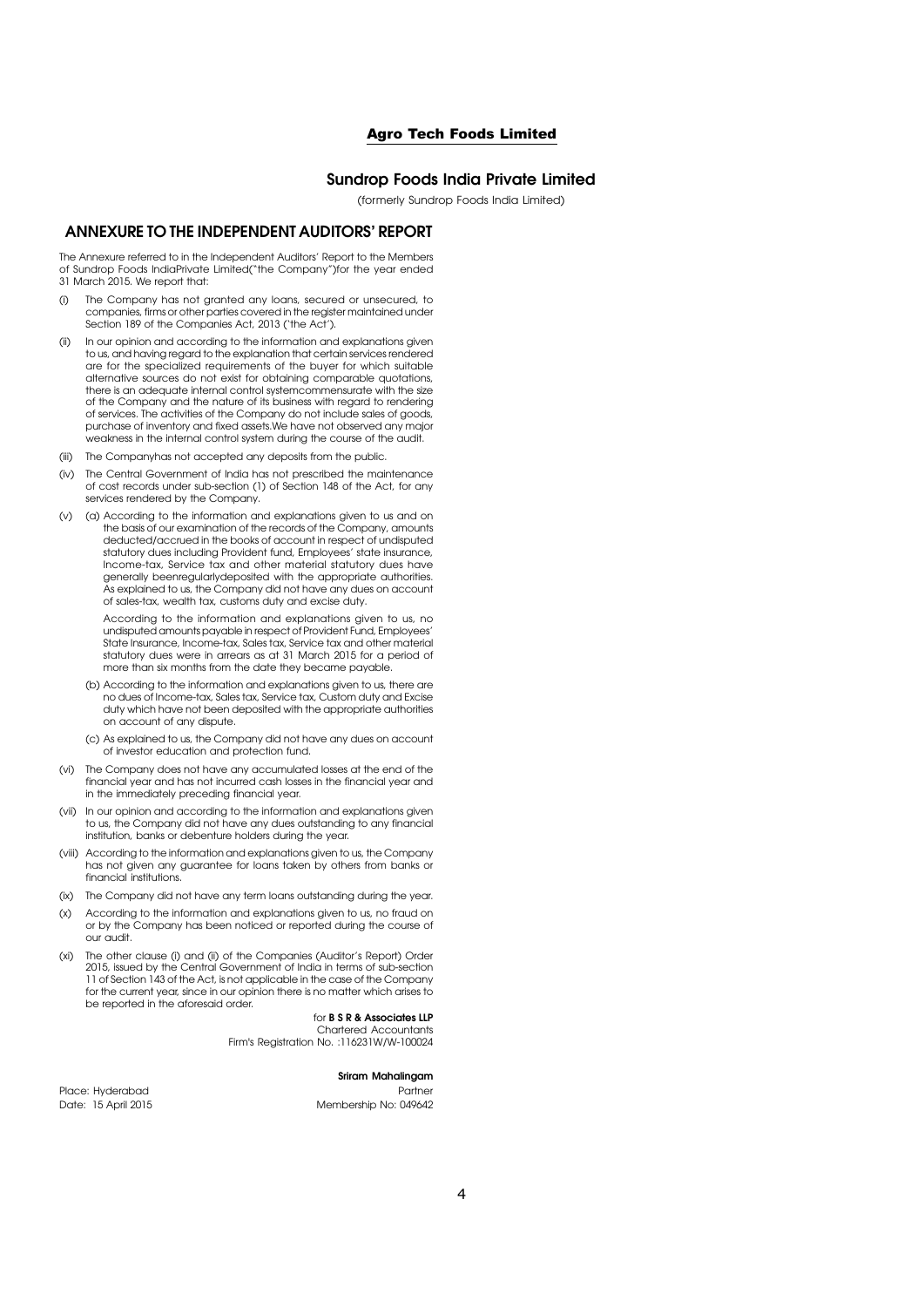## Sundrop Foods India Private Limited

(formerly Sundrop Foods India Limited)

## ANNEXURE TO THE INDEPENDENT AUDITORS' REPORT

The Annexure referred to in the Independent Auditors' Report to the Members of Sundrop Foods IndiaPrivate Limited("the Company")for the year ended 31 March 2015. We report that:

(i) The Company has not granted any loans, secured or unsecured, to companies, firms or other parties covered in the register maintained under Section 189 of the Companies Act, 2013 ('the Act').

(ii) In our opinion and according to the information and explanations given to us, and having regard to the explanation that certain services rendered are for the specialized requirements of the buyer for which suitable alternative sources do not exist for obtaining comparable quotations, there is an adequate internal control systemcommensurate with the size of the Company and the nature of its business with regard to rendering of services. The activities of the Company do not include sales of goods, purchase of inventory and fixed assets.We have not observed any major weakness in the internal control system during the course of the audit.

(iii) The Companyhas not accepted any deposits from the public.

(iv) The Central Government of India has not prescribed the maintenance of cost records under sub-section (1) of Section 148 of the Act, for any services rendered by the Company.

(v) (a) According to the information and explanations given to us and on the basis of our examination of the records of the Company, amounts deducted/accrued in the books of account in respect of undisputed statutory dues including Provident fund, Employees' state insurance, Income-tax, Service tax and other material statutory dues have generally beenregularlydeposited with the appropriate authorities. As explained to us, the Company did not have any dues on account of sales-tax, wealth tax, customs duty and excise duty.

According to the information and explanations given to us, no undisputed amounts payable in respect of Provident Fund, Employees' State Insurance, Income-tax, Sales tax, Service tax and other material statutory dues were in arrears as at 31 March 2015 for a period of more than six months from the date they became payable.

(b) According to the information and explanations given to us, there are no dues of Income-tax, Sales tax, Service tax, Custom duty and Excise duty which have not been deposited with the appropriate authorities on account of any dispute.

(c) As explained to us, the Company did not have any dues on account of investor education and protection fund.

(vi) The Company does not have any accumulated losses at the end of the financial year and has not incurred cash losses in the financial year and in the immediately preceding financial year.

(vii) In our opinion and according to the information and explanations given to us, the Company did not have any dues outstanding to any financial institution, banks or debenture holders during the year.

(viii) According to the information and explanations given to us, the Company has not given any guarantee for loans taken by others from banks or financial institutions.

(ix) The Company did not have any term loans outstanding during the year.

(x) According to the information and explanations given to us, no fraud on or by the Company has been noticed or reported during the course of our audit.

(xi) The other clause (i) and (ii) of the Companies (Auditor's Report) Order 2015, issued by the Central Government of India in terms of sub-section 11 of Section 143 of the Act, is not applicable in the case of the Company for the current year, since in our opinion there is no matter which arises to be reported in the aforesaid order.

for **B S R & Associates LLP**
Chartered Accountants
Firm's Registration No. :116231W/W-100024

**Sriram Mahalingam**
Partner
Membership No: 049642

Place: Hyderabad
Date: 15 April 2015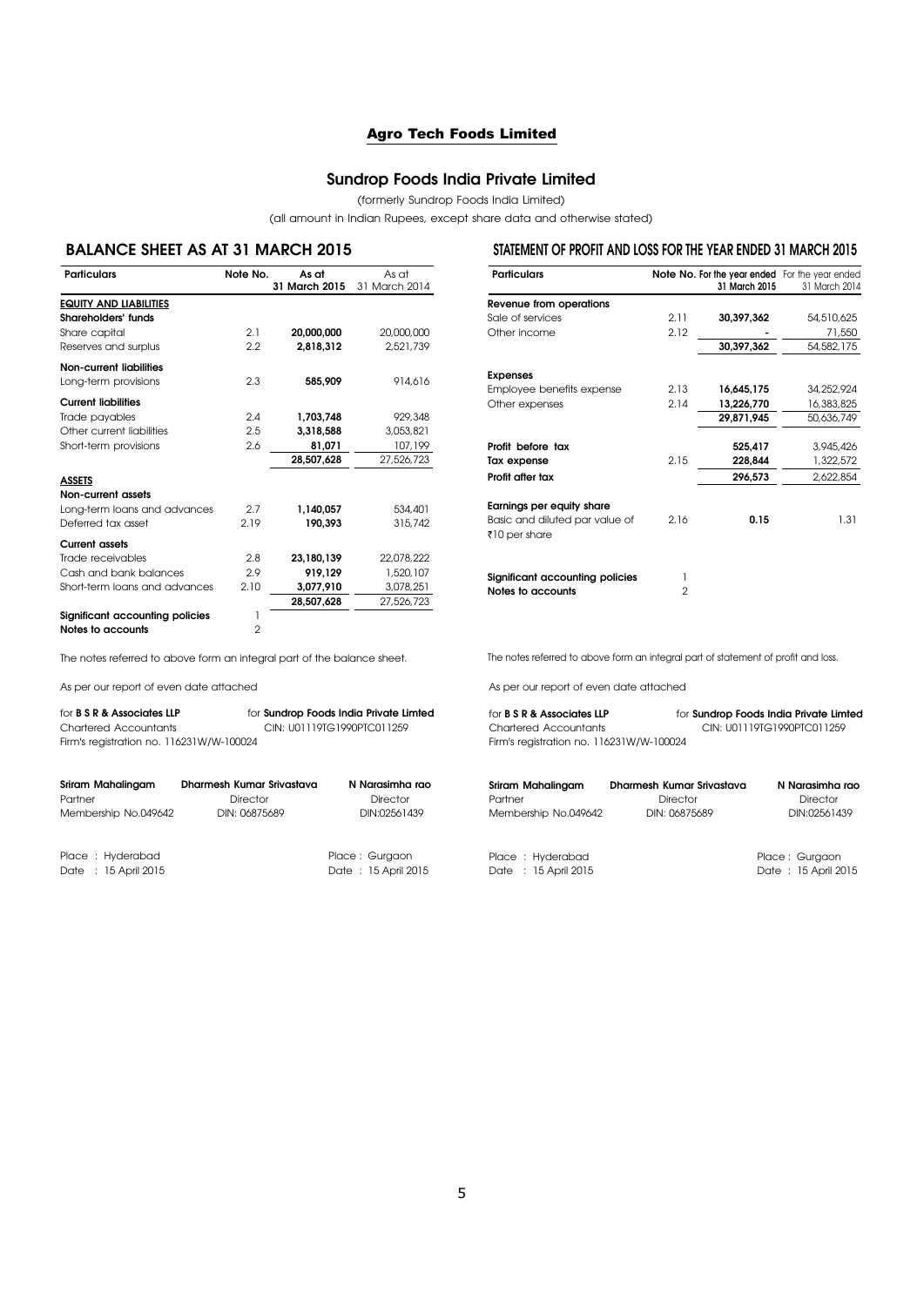## Agro Tech Foods Limited

# Sundrop Foods India Private Limited

(formerly Sundrop Foods India Limited)

(all amount in Indian Rupees, except share data and otherwise stated)

## BALANCE SHEET AS AT 31 MARCH 2015

| Particulars | Note No. | As at 31 March 2015 | As at 31 March 2014 |
|---|---|---|---|
| **EQUITY AND LIABILITIES** | | | |
| **Shareholders' funds** | | | |
| Share capital | 2.1 | **20,000,000** | 20,000,000 |
| Reserves and surplus | 2.2 | **2,818,312** | 2,521,739 |
| **Non-current liabilities** | | | |
| Long-term provisions | 2.3 | **585,909** | 914,616 |
| **Current liabilities** | | | |
| Trade payables | 2.4 | **1,703,748** | 929,348 |
| Other current liabilities | 2.5 | **3,318,588** | 3,053,821 |
| Short-term provisions | 2.6 | **81,071** | 107,199 |
| | | **28,507,628** | 27,526,723 |
| **ASSETS** | | | |
| **Non-current assets** | | | |
| Long-term loans and advances | 2.7 | **1,140,057** | 534,401 |
| Deferred tax asset | 2.19 | **190,393** | 315,742 |
| **Current assets** | | | |
| Trade receivables | 2.8 | **23,180,139** | 22,078,222 |
| Cash and bank balances | 2.9 | **919,129** | 1,520,107 |
| Short-term loans and advances | 2.10 | **3,077,910** | 3,078,251 |
| | | **28,507,628** | 27,526,723 |
| **Significant accounting policies** | 1 | | |
| **Notes to accounts** | 2 | | |

The notes referred to above form an integral part of the balance sheet.

As per our report of even date attached

for **B S R & Associates LLP**
Chartered Accountants
Firm's registration no. 116231W/W-100024

for **Sundrop Foods India Private Limted**
CIN: U01119TG1990PTC011259

**Sriram Mahalingam**
Partner
Membership No.049642

**Dharmesh Kumar Srivastava**
Director
DIN: 06875689

**N Narasimha rao**
Director
DIN:02561439

Place : Hyderabad
Date : 15 April 2015

Place : Gurgaon
Date : 15 April 2015

## STATEMENT OF PROFIT AND LOSS FOR THE YEAR ENDED 31 MARCH 2015

| Particulars | Note No. | For the year ended 31 March 2015 | For the year ended 31 March 2014 |
|---|---|---|---|
| **Revenue from operations** | | | |
| Sale of services | 2.11 | **30,397,362** | 54,510,625 |
| Other income | 2.12 | **-** | 71,550 |
| | | **30,397,362** | 54,582,175 |
| **Expenses** | | | |
| Employee benefits expense | 2.13 | **16,645,175** | 34,252,924 |
| Other expenses | 2.14 | **13,226,770** | 16,383,825 |
| | | **29,871,945** | 50,636,749 |
| **Profit before tax** | | **525,417** | 3,945,426 |
| **Tax expense** | 2.15 | **228,844** | 1,322,572 |
| **Profit after tax** | | **296,573** | 2,622,854 |
| **Earnings per equity share** | | | |
| Basic and diluted par value of ₹10 per share | 2.16 | **0.15** | 1.31 |
| **Significant accounting policies** | 1 | | |
| **Notes to accounts** | 2 | | |

The notes referred to above form an integral part of statement of profit and loss.

As per our report of even date attached

for **B S R & Associates LLP**
Chartered Accountants
Firm's registration no. 116231W/W-100024

for **Sundrop Foods India Private Limted**
CIN: U01119TG1990PTC011259

**Sriram Mahalingam**
Partner
Membership No.049642

**Dharmesh Kumar Srivastava**
Director
DIN: 06875689

**N Narasimha rao**
Director
DIN:02561439

Place : Hyderabad
Date : 15 April 2015

Place : Gurgaon
Date : 15 April 2015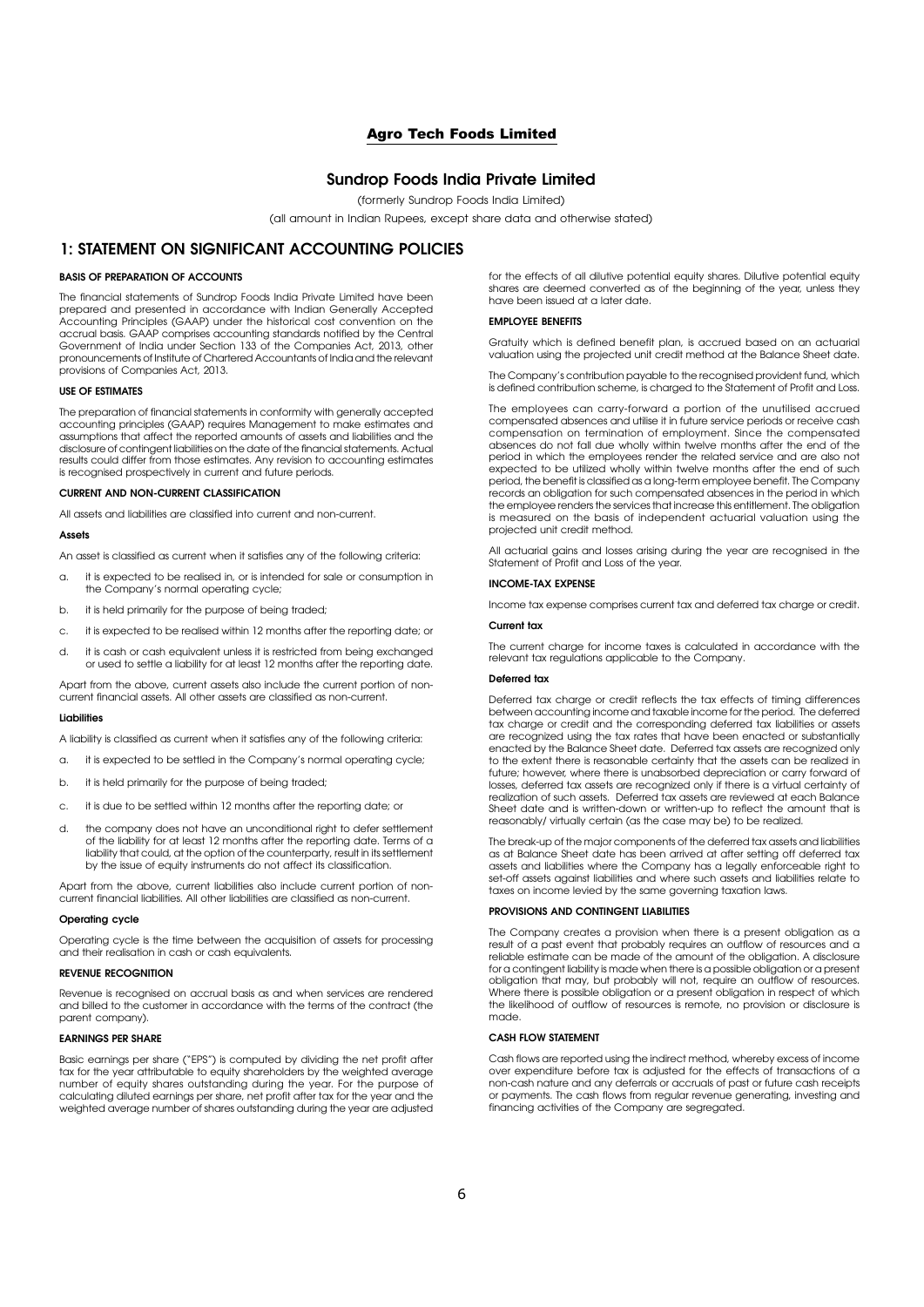## Sundrop Foods India Private Limited

(formerly Sundrop Foods India Limited)

(all amount in Indian Rupees, except share data and otherwise stated)

# 1: STATEMENT ON SIGNIFICANT ACCOUNTING POLICIES

### BASIS OF PREPARATION OF ACCOUNTS

The financial statements of Sundrop Foods India Private Limited have been prepared and presented in accordance with Indian Generally Accepted Accounting Principles (GAAP) under the historical cost convention on the accrual basis. GAAP comprises accounting standards notified by the Central Government of India under Section 133 of the Companies Act, 2013, other pronouncements of Institute of Chartered Accountants of India and the relevant provisions of Companies Act, 2013.

### USE OF ESTIMATES

The preparation of financial statements in conformity with generally accepted accounting principles (GAAP) requires Management to make estimates and assumptions that affect the reported amounts of assets and liabilities and the disclosure of contingent liabilities on the date of the financial statements. Actual results could differ from those estimates. Any revision to accounting estimates is recognised prospectively in current and future periods.

### CURRENT AND NON-CURRENT CLASSIFICATION

All assets and liabilities are classified into current and non-current.

#### Assets

An asset is classified as current when it satisfies any of the following criteria:

a. it is expected to be realised in, or is intended for sale or consumption in the Company's normal operating cycle;

b. it is held primarily for the purpose of being traded;

c. it is expected to be realised within 12 months after the reporting date; or

d. it is cash or cash equivalent unless it is restricted from being exchanged or used to settle a liability for at least 12 months after the reporting date.

Apart from the above, current assets also include the current portion of non-current financial assets. All other assets are classified as non-current.

#### Liabilities

A liability is classified as current when it satisfies any of the following criteria:

a. it is expected to be settled in the Company's normal operating cycle;

b. it is held primarily for the purpose of being traded;

c. it is due to be settled within 12 months after the reporting date; or

d. the company does not have an unconditional right to defer settlement of the liability for at least 12 months after the reporting date. Terms of a liability that could, at the option of the counterparty, result in its settlement by the issue of equity instruments do not affect its classification.

Apart from the above, current liabilities also include current portion of non-current financial liabilities. All other liabilities are classified as non-current.

#### Operating cycle

Operating cycle is the time between the acquisition of assets for processing and their realisation in cash or cash equivalents.

### REVENUE RECOGNITION

Revenue is recognised on accrual basis as and when services are rendered and billed to the customer in accordance with the terms of the contract (the parent company).

### EARNINGS PER SHARE

Basic earnings per share ("EPS") is computed by dividing the net profit after tax for the year attributable to equity shareholders by the weighted average number of equity shares outstanding during the year. For the purpose of calculating diluted earnings per share, net profit after tax for the year and the weighted average number of shares outstanding during the year are adjusted for the effects of all dilutive potential equity shares. Dilutive potential equity shares are deemed converted as of the beginning of the year, unless they have been issued at a later date.

### EMPLOYEE BENEFITS

Gratuity which is defined benefit plan, is accrued based on an actuarial valuation using the projected unit credit method at the Balance Sheet date.

The Company's contribution payable to the recognised provident fund, which is defined contribution scheme, is charged to the Statement of Profit and Loss.

The employees can carry-forward a portion of the unutilised accrued compensated absences and utilise it in future service periods or receive cash compensation on termination of employment. Since the compensated absences do not fall due wholly within twelve months after the end of the period in which the employees render the related service and are also not expected to be utilized wholly within twelve months after the end of such period, the benefit is classified as a long-term employee benefit. The Company records an obligation for such compensated absences in the period in which the employee renders the services that increase this entitlement. The obligation is measured on the basis of independent actuarial valuation using the projected unit credit method.

All actuarial gains and losses arising during the year are recognised in the Statement of Profit and Loss of the year.

### INCOME-TAX EXPENSE

Income tax expense comprises current tax and deferred tax charge or credit.

#### Current tax

The current charge for income taxes is calculated in accordance with the relevant tax regulations applicable to the Company.

#### Deferred tax

Deferred tax charge or credit reflects the tax effects of timing differences between accounting income and taxable income for the period. The deferred tax charge or credit and the corresponding deferred tax liabilities or assets are recognized using the tax rates that have been enacted or substantially enacted by the Balance Sheet date. Deferred tax assets are recognized only to the extent there is reasonable certainty that the assets can be realized in future; however, where there is unabsorbed depreciation or carry forward of losses, deferred tax assets are recognized only if there is a virtual certainty of realization of such assets. Deferred tax assets are reviewed at each Balance Sheet date and is written-down or written-up to reflect the amount that is reasonably/ virtually certain (as the case may be) to be realized.

The break-up of the major components of the deferred tax assets and liabilities as at Balance Sheet date has been arrived at after setting off deferred tax assets and liabilities where the Company has a legally enforceable right to set-off assets against liabilities and where such assets and liabilities relate to taxes on income levied by the same governing taxation laws.

### PROVISIONS AND CONTINGENT LIABILITIES

The Company creates a provision when there is a present obligation as a result of a past event that probably requires an outflow of resources and a reliable estimate can be made of the amount of the obligation. A disclosure for a contingent liability is made when there is a possible obligation or a present obligation that may, but probably will not, require an outflow of resources. Where there is possible obligation or a present obligation in respect of which the likelihood of outflow of resources is remote, no provision or disclosure is made.

### CASH FLOW STATEMENT

Cash flows are reported using the indirect method, whereby excess of income over expenditure before tax is adjusted for the effects of transactions of a non-cash nature and any deferrals or accruals of past or future cash receipts or payments. The cash flows from regular revenue generating, investing and financing activities of the Company are segregated.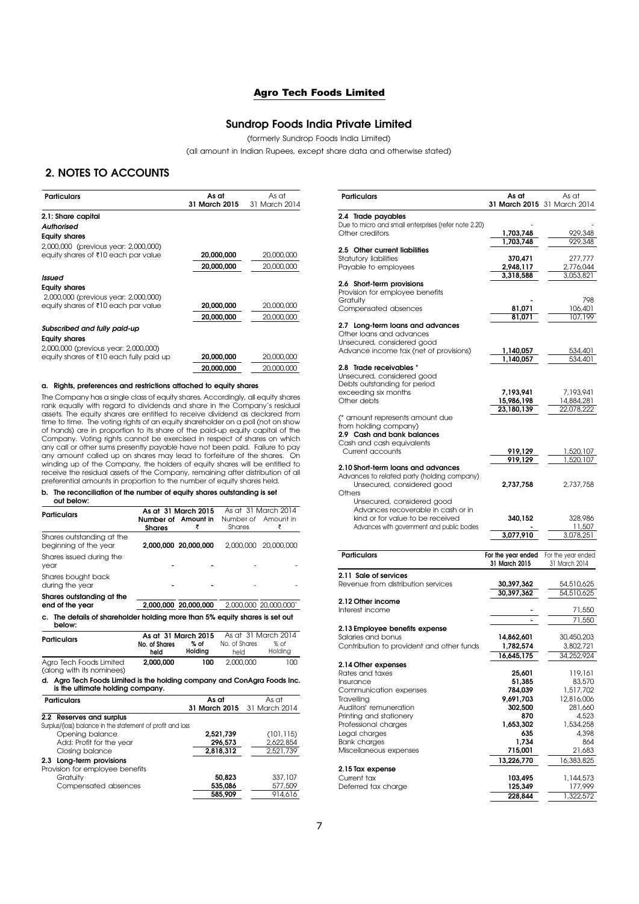# Sundrop Foods India Private Limited

(formerly Sundrop Foods India Limited)

(all amount in Indian Rupees, except share data and otherwise stated)

## 2. NOTES TO ACCOUNTS

| Particulars | As at 31 March 2015 | As at 31 March 2014 |
|---|---|---|
| **2.1: Share capital** | | |
| ***Authorised*** | | |
| **Equity shares** | | |
| 2,000,000 (previous year: 2,000,000) equity shares of ₹10 each par value | **20,000,000** | 20,000,000 |
| | **20,000,000** | 20,000,000 |
| ***Issued*** | | |
| **Equity shares** | | |
| 2,000,000 (previous year: 2,000,000) equity shares of ₹10 each par value | **20,000,000** | 20,000,000 |
| | **20,000,000** | 20,000,000 |
| ***Subscribed and fully paid-up*** | | |
| **Equity shares** | | |
| 2,000,000 (previous year: 2,000,000) equity shares of ₹10 each fully paid up | **20,000,000** | 20,000,000 |
| | **20,000,000** | 20,000,000 |

**a. Rights, preferences and restrictions attached to equity shares**

The Company has a single class of equity shares. Accordingly, all equity shares rank equally with regard to dividends and share in the Company's residual assets. The equity shares are entitled to receive dividend as declared from time to time. The voting rights of an equity shareholder on a poll (not on show of hands) are in proportion to its share of the paid-up equity capital of the Company. Voting rights cannot be exercised in respect of shares on which any call or other sums presently payable have not been paid. Failure to pay any amount called up on shares may lead to forfeiture of the shares. On winding up of the Company, the holders of equity shares will be entitled to receive the residual assets of the Company, remaining after distribution of all preferential amounts in proportion to the number of equity shares held.

**b. The reconciliation of the number of equity shares outstanding is set out below:**

| Particulars | As at 31 March 2015 | | As at 31 March 2014 | |
|---|---|---|---|---|
| | Number of Shares | Amount in ₹ | Number of Shares | Amount in ₹ |
| Shares outstanding at the beginning of the year | **2,000,000** | **20,000,000** | 2,000,000 | 20,000,000 |
| Shares issued during the year | **-** | **-** | - | - |
| Shares bought back during the year | **-** | **-** | - | - |
| **Shares outstanding at the end of the year** | **2,000,000** | **20,000,000** | 2,000,000 | 20,000,000` |

**c. The details of shareholder holding more than 5% equity shares is set out below:**

| Particulars | As at 31 March 2015 | | As at 31 March 2014 | |
|---|---|---|---|---|
| | No. of Shares held | % of Holding | No. of Shares held | % of Holding |
| Agro Tech Foods Limited (along with its nominees) | **2,000,000** | **100** | 2,000,000 | 100 |

**d. Agro Tech Foods Limited is the holding company and ConAgra Foods Inc. is the ultimate holding company.**

| Particulars | As at 31 March 2015 | As at 31 March 2014 |
|---|---|---|
| **2.2 Reserves and surplus** | | |
| Surplus/(loss) balance in the statement of profit and loss | | |
| Opening balance | **2,521,739** | (101,115) |
| Add: Profit for the year | **296,573** | 2,622,854 |
| Closing balance | **2,818,312** | 2,521,739 |
| **2.3 Long-term provisions** | | |
| Provision for employee benefits | | |
| Gratuity | **50,823** | 337,107 |
| Compensated absences | **535,086** | 577,509 |
| | **585,909** | 914,616 |
| **2.4 Trade payables** | | |
| Due to micro and small enterprises (refer note 2.20) | **-** | - |
| Other creditors | **1,703,748** | 929,348 |
| | **1,703,748** | 929,348 |
| **2.5 Other current liabilities** | | |
| Statutory liabilities | **370,471** | 277,777 |
| Payable to employees | **2,948,117** | 2,776,044 |
| | **3,318,588** | 3,053,821 |
| **2.6 Short-term provisions** | | |
| Provision for employee benefits | | |
| Gratuity | **-** | 798 |
| Compensated absences | **81,071** | 106,401 |
| | **81,071** | 107,199 |
| **2.7 Long-term loans and advances** | | |
| Other loans and advances | | |
| Unsecured, considered good | | |
| Advance income tax (net of provisions) | **1,140,057** | 534,401 |
| | **1,140,057** | 534,401 |
| **2.8 Trade receivables \*** | | |
| Unsecured, considered good | | |
| Debts outstanding for period exceeding six months | **7,193,941** | 7,193,941 |
| Other debts | **15,986,198** | 14,884,281 |
| | **23,180,139** | 22,078,222 |
| (* amount represents amount due from holding company) | | |
| **2.9 Cash and bank balances** | | |
| Cash and cash equivalents | | |
| Current accounts | **919,129** | 1,520,107 |
| | **919,129** | 1,520,107 |
| **2.10 Short-term loans and advances** | | |
| Advances to related party (holding company) | | |
| Unsecured, considered good | **2,737,758** | 2,737,758 |
| Others | | |
| Unsecured, considered good | | |
| Advances recoverable in cash or in kind or for value to be received | **340,152** | 328,986 |
| Advances with government and public bodies | **-** | 11,507 |
| | **3,077,910** | 3,078,251 |

| Particulars | For the year ended 31 March 2015 | For the year ended 31 March 2014 |
|---|---|---|
| **2.11 Sale of services** | | |
| Revenue from distribution services | **30,397,362** | 54,510,625 |
| | **30,397,362** | 54,510,625 |
| **2.12 Other income** | | |
| Interest income | **-** | 71,550 |
| | **-** | 71,550 |
| **2.13 Employee benefits expense** | | |
| Salaries and bonus | **14,862,601** | 30,450,203 |
| Contribution to provident and other funds | **1,782,574** | 3,802,721 |
| | **16,645,175** | 34,252,924 |
| **2.14 Other expenses** | | |
| Rates and taxes | **25,601** | 119,161 |
| Insurance | **51,385** | 83,570 |
| Communication expenses | **784,039** | 1,517,702 |
| Travelling | **9,691,703** | 12,816,006 |
| Auditors' remuneration | **302,500** | 281,660 |
| Printing and stationery | **870** | 4,523 |
| Professional charges | **1,653,302** | 1,534,258 |
| Legal charges | **635** | 4,398 |
| Bank charges | **1,734** | 864 |
| Miscellaneous expenses | **715,001** | 21,683 |
| | **13,226,770** | 16,383,825 |
| **2.15 Tax expense** | | |
| Current tax | **103,495** | 1,144,573 |
| Deferred tax charge | **125,349** | 177,999 |
| | **228,844** | 1,322,572 |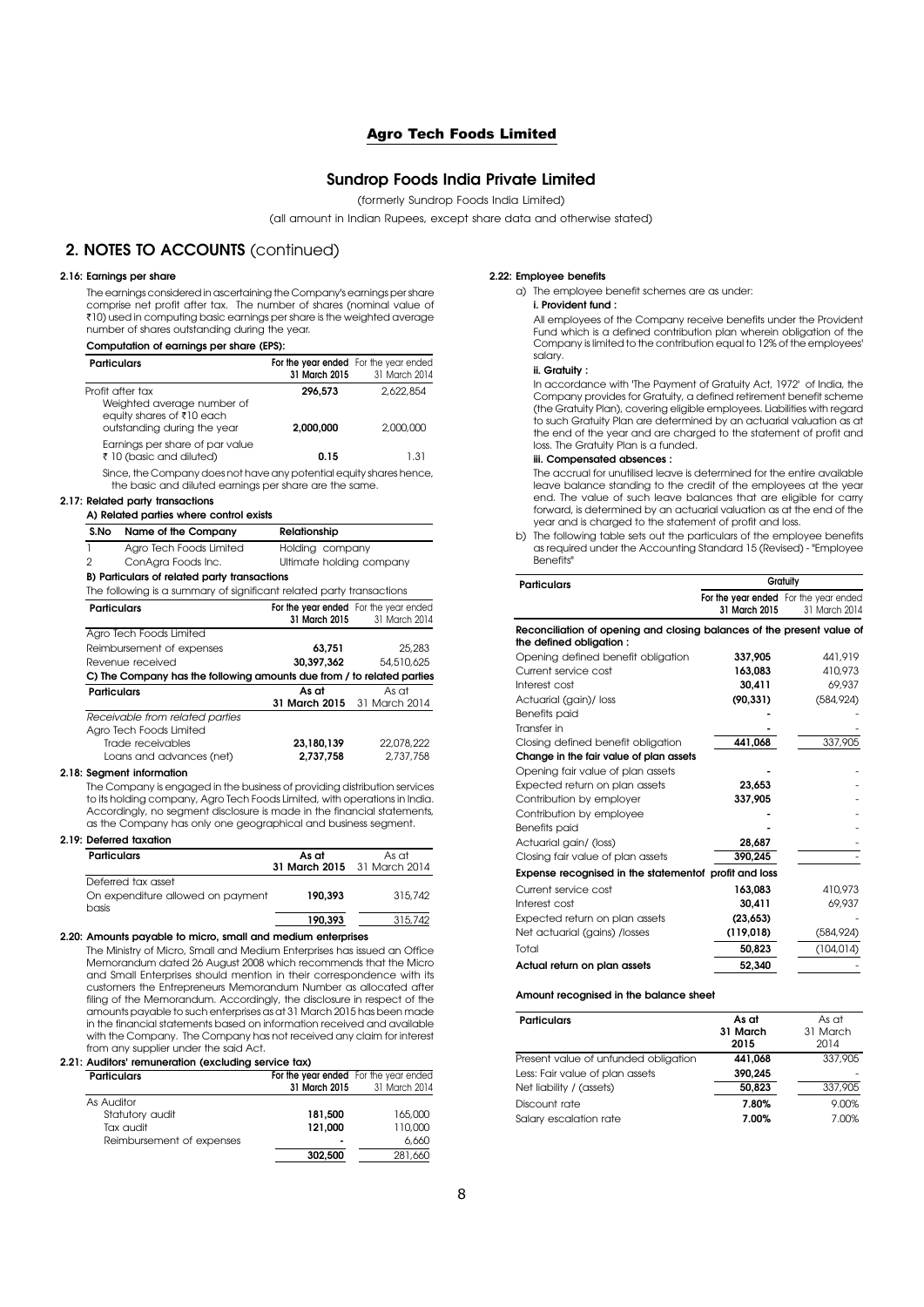# Sundrop Foods India Private Limited

(formerly Sundrop Foods India Limited)

(all amount in Indian Rupees, except share data and otherwise stated)

## 2. NOTES TO ACCOUNTS (continued)

### 2.16: Earnings per share

The earnings considered in ascertaining the Company's earnings per share comprise net profit after tax. The number of shares (nominal value of ₹10) used in computing basic earnings per share is the weighted average number of shares outstanding during the year.

**Computation of earnings per share (EPS):**

| Particulars | For the year ended 31 March 2015 | For the year ended 31 March 2014 |
|---|---|---|
| Profit after tax | **296,573** | 2,622,854 |
| Weighted average number of equity shares of ₹10 each outstanding during the year | **2,000,000** | 2,000,000 |
| Earnings per share of par value ₹ 10 (basic and diluted) | **0.15** | 1.31 |

Since, the Company does not have any potential equity shares hence, the basic and diluted earnings per share are the same.

### 2.17: Related party transactions

**A) Related parties where control exists**

| S.No | Name of the Company | Relationship |
|---|---|---|
| 1 | Agro Tech Foods Limited | Holding company |
| 2 | ConAgra Foods Inc. | Ultimate holding company |

**B) Particulars of related party transactions**

The following is a summary of significant related party transactions

| Particulars | For the year ended 31 March 2015 | For the year ended 31 March 2014 |
|---|---|---|
| Agro Tech Foods Limited | | |
| Reimbursement of expenses | **63,751** | 25,283 |
| Revenue received | **30,397,362** | 54,510,625 |

**C) The Company has the following amounts due from / to related parties**

| Particulars | As at 31 March 2015 | As at 31 March 2014 |
|---|---|---|
| *Receivable from related parties* | | |
| Agro Tech Foods Limited | | |
| Trade receivables | **23,180,139** | 22,078,222 |
| Loans and advances (net) | **2,737,758** | 2,737,758 |

### 2.18: Segment information

The Company is engaged in the business of providing distribution services to its holding company, Agro Tech Foods Limited, with operations in India. Accordingly, no segment disclosure is made in the financial statements, as the Company has only one geographical and business segment.

### 2.19: Deferred taxation

| Particulars | As at 31 March 2015 | As at 31 March 2014 |
|---|---|---|
| Deferred tax asset | | |
| On expenditure allowed on payment basis | **190,393** | 315,742 |
| | **190,393** | 315,742 |

### 2.20: Amounts payable to micro, small and medium enterprises

The Ministry of Micro, Small and Medium Enterprises has issued an Office Memorandum dated 26 August 2008 which recommends that the Micro and Small Enterprises should mention in their correspondence with its customers the Entrepreneurs Memorandum Number as allocated after filing of the Memorandum. Accordingly, the disclosure in respect of the amounts payable to such enterprises as at 31 March 2015 has been made in the financial statements based on information received and available with the Company. The Company has not received any claim for interest from any supplier under the said Act.

### 2.21: Auditors' remuneration (excluding service tax)

| Particulars | For the year ended 31 March 2015 | For the year ended 31 March 2014 |
|---|---|---|
| As Auditor | | |
| Statutory audit | **181,500** | 165,000 |
| Tax audit | **121,000** | 110,000 |
| Reimbursement of expenses | **-** | 6,660 |
| | **302,500** | 281,660 |

### 2.22: Employee benefits

a) The employee benefit schemes are as under:

**i. Provident fund :**

All employees of the Company receive benefits under the Provident Fund which is a defined contribution plan wherein obligation of the Company is limited to the contribution equal to 12% of the employees' salary.

**ii. Gratuity :**

In accordance with 'The Payment of Gratuity Act, 1972' of India, the Company provides for Gratuity, a defined retirement benefit scheme (the Gratuity Plan), covering eligible employees. Liabilities with regard to such Gratuity Plan are determined by an actuarial valuation as at the end of the year and are charged to the statement of profit and loss. The Gratuity Plan is a funded.

**iii. Compensated absences :**

The accrual for unutilised leave is determined for the entire available leave balance standing to the credit of the employees at the year end. The value of such leave balances that are eligible for carry forward, is determined by an actuarial valuation as at the end of the year and is charged to the statement of profit and loss.

b) The following table sets out the particulars of the employee benefits as required under the Accounting Standard 15 (Revised) - "Employee Benefits"

| Particulars | Gratuity | |
|---|---|---|
| | For the year ended 31 March 2015 | For the year ended 31 March 2014 |
| **Reconciliation of opening and closing balances of the present value of the defined obligation :** | | |
| Opening defined benefit obligation | **337,905** | 441,919 |
| Current service cost | **163,083** | 410,973 |
| Interest cost | **30,411** | 69,937 |
| Actuarial (gain)/ loss | **(90,331)** | (584,924) |
| Benefits paid | **-** | - |
| Transfer in | **-** | - |
| Closing defined benefit obligation | **441,068** | 337,905 |
| **Change in the fair value of plan assets** | | |
| Opening fair value of plan assets | **-** | - |
| Expected return on plan assets | **23,653** | - |
| Contribution by employer | **337,905** | - |
| Contribution by employee | **-** | - |
| Benefits paid | **-** | - |
| Actuarial gain/ (loss) | **28,687** | - |
| Closing fair value of plan assets | **390,245** | - |
| **Expense recognised in the statementof profit and loss** | | |
| Current service cost | **163,083** | 410,973 |
| Interest cost | **30,411** | 69,937 |
| Expected return on plan assets | **(23,653)** | - |
| Net actuarial (gains) /losses | **(119,018)** | (584,924) |
| Total | **50,823** | (104,014) |
| **Actual return on plan assets** | **52,340** | - |

**Amount recognised in the balance sheet**

| Particulars | As at 31 March 2015 | As at 31 March 2014 |
|---|---|---|
| Present value of unfunded obligation | **441,068** | 337,905 |
| Less: Fair value of plan assets | **390,245** | - |
| Net liability / (assets) | **50,823** | 337,905 |
| Discount rate | **7.80%** | 9.00% |
| Salary escalation rate | **7.00%** | 7.00% |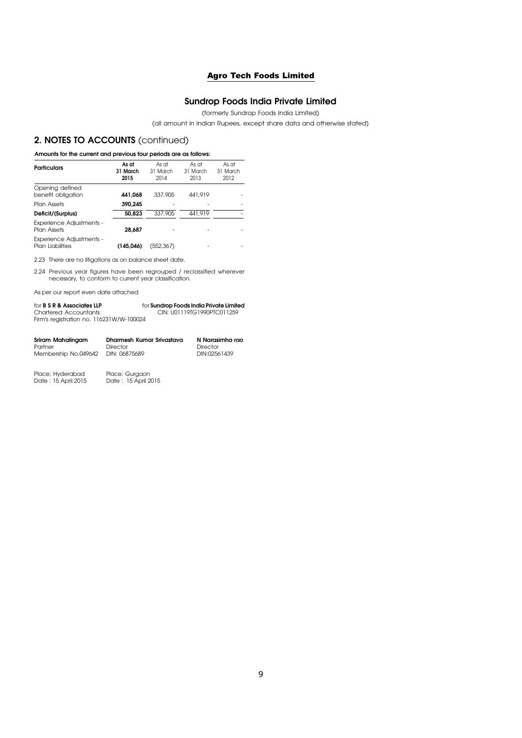## Sundrop Foods India Private Limited

(formerly Sundrop Foods India Limited)

(all amount in Indian Rupees, except share data and otherwise stated)

## 2. NOTES TO ACCOUNTS (continued)

**Amounts for the current and previous four periods are as follows:**

| Particulars | As at 31 March 2015 | As at 31 March 2014 | As at 31 March 2013 | As at 31 March 2012 |
|---|---|---|---|---|
| Opening defined benefit obligation | **441,068** | 337,905 | 441,919 | - |
| Plan Assets | **390,245** | - | - | - |
| **Deficit/(Surplus)** | **50,823** | 337,905 | 441,919 | - |
| Experience Adjustments - Plan Assets | **28,687** | - | - | - |
| Experience Adjustments - Plan Liabilities | **(145,046)** | (552,367) | - | - |

2.23 There are no litigations as on balance sheet date.

2.24 Previous year figures have been regrouped / reclassified wherever necessary, to conform to current year classification.

As per our report even date attached

for **B S R & Associates LLP**
Chartered Accountants
Firm's registration no. 116231W/W-100024

for **Sundrop Foods India Private Limited**
CIN: U01119TG1990PTC011259

**Sriram Mahalingam**
Partner
Membership No.049642

**Dharmesh Kumar Srivastava**
Director
DIN: 06875689

**N Narasimha rao**
Director
DIN:02561439

Place: Hyderabad
Date : 15 April 2015

Place: Gurgaon
Date : 15 April 2015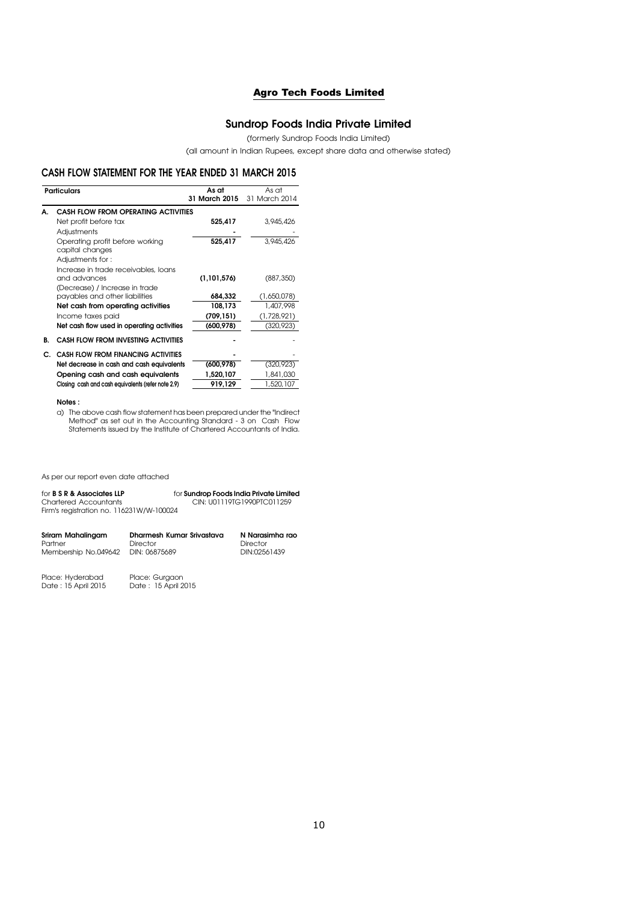**Agro Tech Foods Limited**

## Sundrop Foods India Private Limited

(formerly Sundrop Foods India Limited)

(all amount in Indian Rupees, except share data and otherwise stated)

## CASH FLOW STATEMENT FOR THE YEAR ENDED 31 MARCH 2015

| | Particulars | As at 31 March 2015 | As at 31 March 2014 |
|---|---|---|---|
| **A.** | **CASH FLOW FROM OPERATING ACTIVITIES** | | |
| | Net profit before tax | **525,417** | 3,945,426 |
| | Adjustments | **-** | - |
| | Operating profit before working capital changes | **525,417** | 3,945,426 |
| | Adjustments for : | | |
| | Increase in trade receivables, loans and advances | **(1,101,576)** | (887,350) |
| | (Decrease) / Increase in trade payables and other liabilities | **684,332** | (1,650,078) |
| | **Net cash from operating activities** | **108,173** | 1,407,998 |
| | Income taxes paid | **(709,151)** | (1,728,921) |
| | **Net cash flow used in operating activities** | **(600,978)** | (320,923) |
| **B.** | **CASH FLOW FROM INVESTING ACTIVITIES** | **-** | - |
| **C.** | **CASH FLOW FROM FINANCING ACTIVITIES** | **-** | - |
| | **Net decrease in cash and cash equivalents** | **(600,978)** | (320,923) |
| | **Opening cash and cash equivalents** | **1,520,107** | 1,841,030 |
| | **Closing cash and cash equivalents (refer note 2.9)** | **919,129** | 1,520,107 |

**Notes :**

a) The above cash flow statement has been prepared under the "Indirect Method" as set out in the Accounting Standard - 3 on Cash Flow Statements issued by the Institute of Chartered Accountants of India.

As per our report even date attached

for **B S R & Associates LLP**
Chartered Accountants
Firm's registration no. 116231W/W-100024

for **Sundrop Foods India Private Limited**
CIN: U01119TG1990PTC011259

**Sriram Mahalingam**
Partner
Membership No.049642

**Dharmesh Kumar Srivastava**
Director
DIN: 06875689

**N Narasimha rao**
Director
DIN:02561439

Place: Hyderabad
Date : 15 April 2015

Place: Gurgaon
Date : 15 April 2015